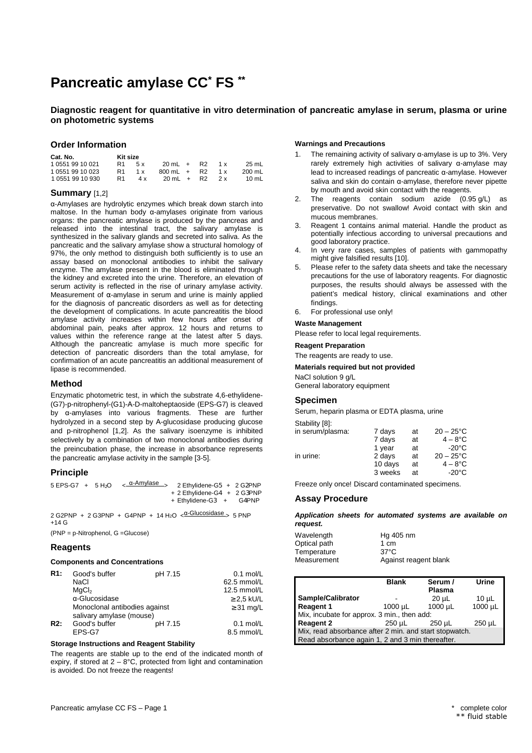# Pancreatic amylase CC* FS **

**Diagnostic reagent for quantitative in vitro determination of pancreatic amylase in serum, plasma or urine on photometric systems**

## Order Information

| Cat. No. | Kit size | | | | | |
|---|---|---|---|---|---|---|
| 1 0551 99 10 021 | R1 | 5 x | 20 mL + | R2 | 1 x | 25 mL |
| 1 0551 99 10 023 | R1 | 1 x | 800 mL + | R2 | 1 x | 200 mL |
| 1 0551 99 10 930 | R1 | 4 x | 20 mL + | R2 | 2 x | 10 mL |

## Summary [1,2]

α-Amylases are hydrolytic enzymes which break down starch into maltose. In the human body α-amylases originate from various organs: the pancreatic amylase is produced by the pancreas and released into the intestinal tract, the salivary amylase is synthesized in the salivary glands and secreted into saliva. As the pancreatic and the salivary amylase show a structural homology of 97%, the only method to distinguish both sufficiently is to use an assay based on monoclonal antibodies to inhibit the salivary enzyme. The amylase present in the blood is eliminated through the kidney and excreted into the urine. Therefore, an elevation of serum activity is reflected in the rise of urinary amylase activity. Measurement of α-amylase in serum and urine is mainly applied for the diagnosis of pancreatic disorders as well as for detecting the development of complications. In acute pancreatitis the blood amylase activity increases within few hours after onset of abdominal pain, peaks after approx. 12 hours and returns to values within the reference range at the latest after 5 days. Although the pancreatic amylase is much more specific for detection of pancreatic disorders than the total amylase, for confirmation of an acute pancreatitis an additional measurement of lipase is recommended.

## Method

Enzymatic photometric test, in which the substrate 4,6-ethylidene-(G7)-p-nitrophenyl-(G1)-A-D-maltoheptaoside (EPS-G7) is cleaved by α-amylases into various fragments. These are further hydrolyzed in a second step by A-glucosidase producing glucose and p-nitrophenol [1,2]. As the salivary isoenzyme is inhibited selectively by a combination of two monoclonal antibodies during the preincubation phase, the increase in absorbance represents the pancreatic amylase activity in the sample [3-5].

## Principle

$$5\ \text{EPS-G7} + 5\ H_2O \xrightarrow{\alpha\text{-Amylase}} 2\ \text{Ethylidene-G5} + 2\ \text{G2PNP} + 2\ \text{Ethylidene-G4} + 2\ \text{G3PNP} + \text{Ethylidene-G3} + \text{G4PNP}$$

$$2\ \text{G2PNP} + 2\ \text{G3PNP} + \text{G4PNP} + 14\ H_2O \xrightarrow{\alpha\text{-Glucosidase}} 5\ \text{PNP} + 14\ \text{G}$$

(PNP = p-Nitrophenol, G =Glucose)

## Reagents

### Components and Concentrations

| | | | |
|---|---|---|---|
| **R1:** | Good's buffer | pH 7.15 | 0.1 mol/L |
| | NaCl | | 62.5 mmol/L |
| | $MgCl_2$ | | 12.5 mmol/L |
| | α-Glucosidase | | ≥ 2,5 kU/L |
| | Monoclonal antibodies against salivary amylase (mouse) | | ≥ 31 mg/L |
| **R2:** | Good's buffer | pH 7.15 | 0.1 mol/L |
| | EPS-G7 | | 8.5 mmol/L |

### Storage Instructions and Reagent Stability

The reagents are stable up to the end of the indicated month of expiry, if stored at 2 – 8°C, protected from light and contamination is avoided. Do not freeze the reagents!

### Warnings and Precautions

1. The remaining activity of salivary α-amylase is up to 3%. Very rarely extremely high activities of salivary α-amylase may lead to increased readings of pancreatic α-amylase. However saliva and skin do contain α-amylase, therefore never pipette by mouth and avoid skin contact with the reagents.
2. The reagents contain sodium azide (0.95 g/L) as preservative. Do not swallow! Avoid contact with skin and mucous membranes.
3. Reagent 1 contains animal material. Handle the product as potentially infectious according to universal precautions and good laboratory practice.
4. In very rare cases, samples of patients with gammopathy might give falsified results [10].
5. Please refer to the safety data sheets and take the necessary precautions for the use of laboratory reagents. For diagnostic purposes, the results should always be assessed with the patient's medical history, clinical examinations and other findings.
6. For professional use only!

### Waste Management

Please refer to local legal requirements.

### Reagent Preparation

The reagents are ready to use.

### Materials required but not provided

NaCl solution 9 g/L
General laboratory equipment

## Specimen

Serum, heparin plasma or EDTA plasma, urine

Stability [8]:

| | | | |
|---|---|---|---|
| in serum/plasma: | 7 days | at | 20 – 25°C |
| | 7 days | at | 4 – 8°C |
| | 1 year | at | -20°C |
| in urine: | 2 days | at | 20 – 25°C |
| | 10 days | at | 4 – 8°C |
| | 3 weeks | at | -20°C |

Freeze only once! Discard contaminated specimens.

## Assay Procedure

***Application sheets for automated systems are available on request.***

| | |
|---|---|
| Wavelength | Hg 405 nm |
| Optical path | 1 cm |
| Temperature | 37°C |
| Measurement | Against reagent blank |

| | Blank | Serum / Plasma | Urine |
|---|---|---|---|
| **Sample/Calibrator** | - | 20 µL | 10 µL |
| **Reagent 1** | 1000 µL | 1000 µL | 1000 µL |
| Mix, incubate for approx. 3 min., then add: | | | |
| **Reagent 2** | 250 µL | 250 µL | 250 µL |
| Mix, read absorbance after 2 min. and start stopwatch. | | | |
| Read absorbance again 1, 2 and 3 min thereafter. | | | |

\* complete color
\*\* fluid stable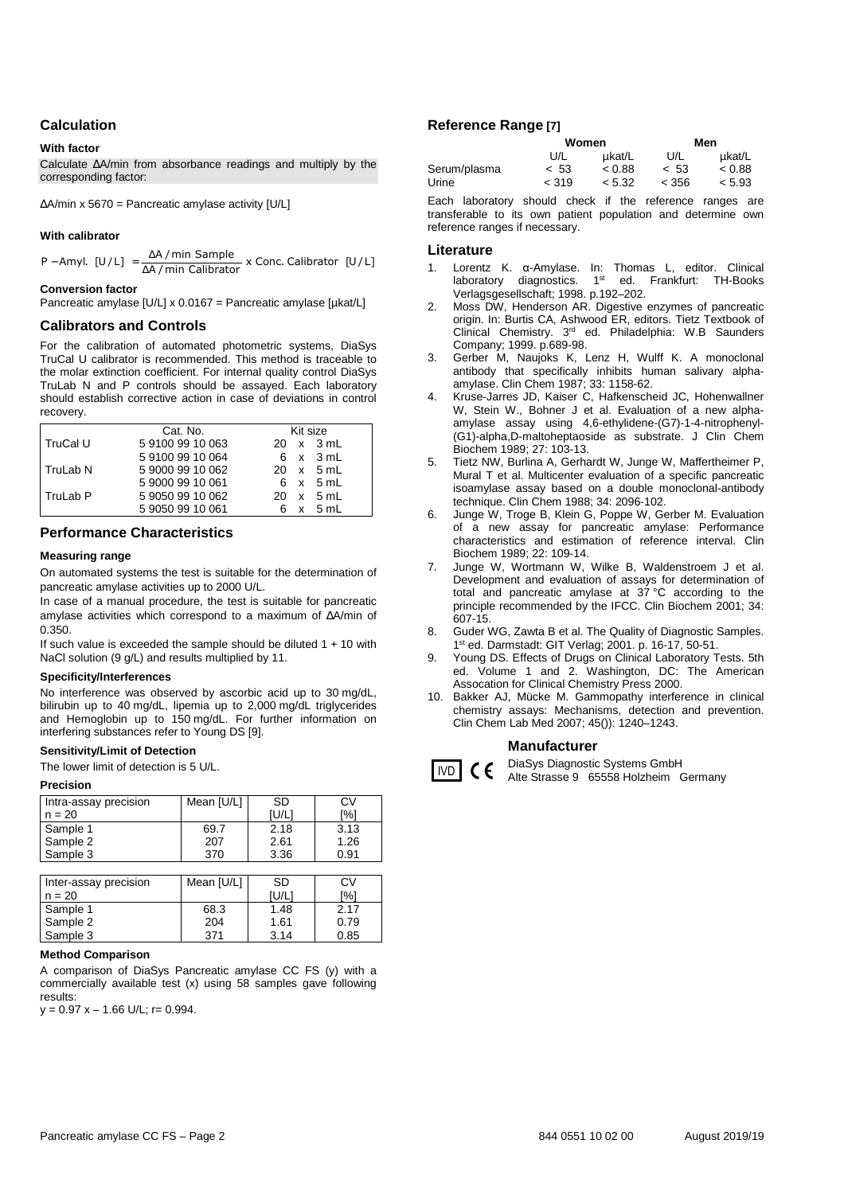## Calculation

### With factor

Calculate ΔA/min from absorbance readings and multiply by the corresponding factor:

ΔA/min x 5670 = Pancreatic amylase activity [U/L]

### With calibrator

$$\text{P-Amyl. [U/L]} = \frac{\Delta A / \text{min Sample}}{\Delta A / \text{min Calibrator}} \text{ x Conc. Calibrator [U/L]}$$

### Conversion factor

Pancreatic amylase [U/L] x 0.0167 = Pancreatic amylase [µkat/L]

## Calibrators and Controls

For the calibration of automated photometric systems, DiaSys TruCal U calibrator is recommended. This method is traceable to the molar extinction coefficient. For internal quality control DiaSys TruLab N and P controls should be assayed. Each laboratory should establish corrective action in case of deviations in control recovery.

| | Cat. No. | Kit size |
|---|---|---|
| TruCal U | 5 9100 99 10 063 | 20 x 3 mL |
| | 5 9100 99 10 064 | 6 x 3 mL |
| TruLab N | 5 9000 99 10 062 | 20 x 5 mL |
| | 5 9000 99 10 061 | 6 x 5 mL |
| TruLab P | 5 9050 99 10 062 | 20 x 5 mL |
| | 5 9050 99 10 061 | 6 x 5 mL |

## Performance Characteristics

### Measuring range

On automated systems the test is suitable for the determination of pancreatic amylase activities up to 2000 U/L.

In case of a manual procedure, the test is suitable for pancreatic amylase activities which correspond to a maximum of ΔA/min of 0.350.

If such value is exceeded the sample should be diluted 1 + 10 with NaCl solution (9 g/L) and results multiplied by 11.

### Specificity/Interferences

No interference was observed by ascorbic acid up to 30 mg/dL, bilirubin up to 40 mg/dL, lipemia up to 2,000 mg/dL triglycerides and Hemoglobin up to 150 mg/dL. For further information on interfering substances refer to Young DS [9].

### Sensitivity/Limit of Detection

The lower limit of detection is 5 U/L.

### Precision

| Intra-assay precision n = 20 | Mean [U/L] | SD [U/L] | CV [%] |
|---|---|---|---|
| Sample 1 | 69.7 | 2.18 | 3.13 |
| Sample 2 | 207 | 2.61 | 1.26 |
| Sample 3 | 370 | 3.36 | 0.91 |

| Inter-assay precision n = 20 | Mean [U/L] | SD [U/L] | CV [%] |
|---|---|---|---|
| Sample 1 | 68.3 | 1.48 | 2.17 |
| Sample 2 | 204 | 1.61 | 0.79 |
| Sample 3 | 371 | 3.14 | 0.85 |

### Method Comparison

A comparison of DiaSys Pancreatic amylase CC FS (y) with a commercially available test (x) using 58 samples gave following results:

y = 0.97 x – 1.66 U/L; r= 0.994.

## Reference Range [7]

| | Women | | Men | |
|---|---|---|---|---|
| | U/L | µkat/L | U/L | µkat/L |
| Serum/plasma | < 53 | < 0.88 | < 53 | < 0.88 |
| Urine | < 319 | < 5.32 | < 356 | < 5.93 |

Each laboratory should check if the reference ranges are transferable to its own patient population and determine own reference ranges if necessary.

## Literature

1. Lorentz K. α-Amylase. In: Thomas L, editor. Clinical laboratory diagnostics. 1st ed. Frankfurt: TH-Books Verlagsgesellschaft; 1998. p.192–202.
2. Moss DW, Henderson AR. Digestive enzymes of pancreatic origin. In: Burtis CA, Ashwood ER, editors. Tietz Textbook of Clinical Chemistry. 3rd ed. Philadelphia: W.B Saunders Company; 1999. p.689-98.
3. Gerber M, Naujoks K, Lenz H, Wulff K. A monoclonal antibody that specifically inhibits human salivary alpha-amylase. Clin Chem 1987; 33: 1158-62.
4. Kruse-Jarres JD, Kaiser C, Hafkenscheid JC, Hohenwallner W, Stein W., Bohner J et al. Evaluation of a new alpha-amylase assay using 4,6-ethylidene-(G7)-1-4-nitrophenyl-(G1)-alpha,D-maltoheptaoside as substrate. J Clin Chem Biochem 1989; 27: 103-13.
5. Tietz NW, Burlina A, Gerhardt W, Junge W, Maffertheimer P, Mural T et al. Multicenter evaluation of a specific pancreatic isoamylase assay based on a double monoclonal-antibody technique. Clin Chem 1988; 34: 2096-102.
6. Junge W, Troge B, Klein G, Poppe W, Gerber M. Evaluation of a new assay for pancreatic amylase: Performance characteristics and estimation of reference interval. Clin Biochem 1989; 22: 109-14.
7. Junge W, Wortmann W, Wilke B, Waldenstroem J et al. Development and evaluation of assays for determination of total and pancreatic amylase at 37 °C according to the principle recommended by the IFCC. Clin Biochem 2001; 34: 607-15.
8. Guder WG, Zawta B et al. The Quality of Diagnostic Samples. 1st ed. Darmstadt: GIT Verlag; 2001. p. 16-17, 50-51.
9. Young DS. Effects of Drugs on Clinical Laboratory Tests. 5th ed. Volume 1 and 2. Washington, DC: The American Assocation for Clinical Chemistry Press 2000.
10. Bakker AJ, Mücke M. Gammopathy interference in clinical chemistry assays: Mechanisms, detection and prevention. Clin Chem Lab Med 2007; 45()): 1240–1243.

## Manufacturer

IVD CE

DiaSys Diagnostic Systems GmbH
Alte Strasse 9 65558 Holzheim Germany

844 0551 10 02 00 August 2019/19